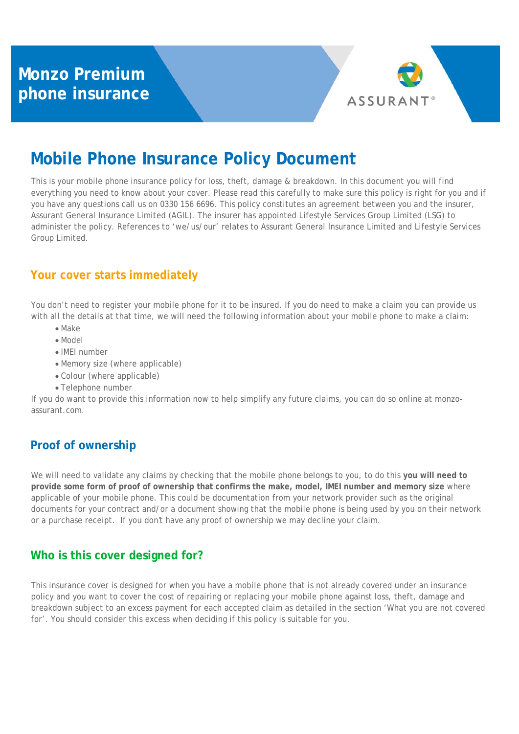# Monzo Premium phone insurance

ASSURANT®

# Mobile Phone Insurance Policy Document

This is your mobile phone insurance policy for loss, theft, damage & breakdown. In this document you will find everything you need to know about your cover. Please read this carefully to make sure this policy is right for you and if you have any questions call us on 0330 156 6696. This policy constitutes an agreement between you and the insurer, Assurant General Insurance Limited (AGIL). The insurer has appointed Lifestyle Services Group Limited (LSG) to administer the policy. References to 'we/us/our' relates to Assurant General Insurance Limited and Lifestyle Services Group Limited.

## Your cover starts immediately

You don't need to register your mobile phone for it to be insured. If you do need to make a claim you can provide us with all the details at that time, we will need the following information about your mobile phone to make a claim:

- Make
- Model
- IMEI number
- Memory size (where applicable)
- Colour (where applicable)
- Telephone number

If you do want to provide this information now to help simplify any future claims, you can do so online at monzo-assurant.com.

## Proof of ownership

We will need to validate any claims by checking that the mobile phone belongs to you, to do this **you will need to provide some form of proof of ownership that confirms the make, model, IMEI number and memory size** where applicable of your mobile phone. This could be documentation from your network provider such as the original documents for your contract and/or a document showing that the mobile phone is being used by you on their network or a purchase receipt. If you don't have any proof of ownership we may decline your claim.

## Who is this cover designed for?

This insurance cover is designed for when you have a mobile phone that is not already covered under an insurance policy and you want to cover the cost of repairing or replacing your mobile phone against loss, theft, damage and breakdown subject to an excess payment for each accepted claim as detailed in the section 'What you are not covered for'. You should consider this excess when deciding if this policy is suitable for you.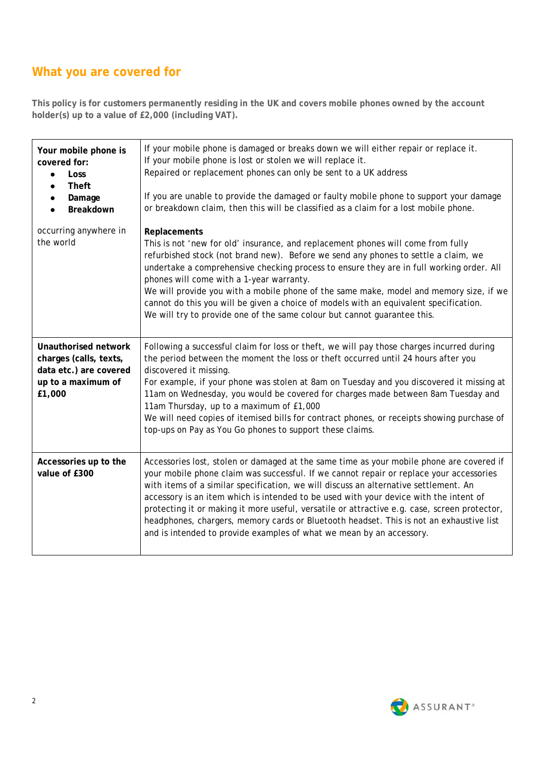## What you are covered for

**This policy is for customers permanently residing in the UK and covers mobile phones owned by the account holder(s) up to a value of £2,000 (including VAT).**

| | |
|---|---|
| **Your mobile phone is covered for:**<br>• **Loss**<br>• **Theft**<br>• **Damage**<br>• **Breakdown**<br><br>occurring anywhere in the world | If your mobile phone is damaged or breaks down we will either repair or replace it.<br>If your mobile phone is lost or stolen we will replace it.<br>Repaired or replacement phones can only be sent to a UK address<br><br>If you are unable to provide the damaged or faulty mobile phone to support your damage or breakdown claim, then this will be classified as a claim for a lost mobile phone.<br><br>**Replacements**<br>This is not 'new for old' insurance, and replacement phones will come from fully refurbished stock (not brand new). Before we send any phones to settle a claim, we undertake a comprehensive checking process to ensure they are in full working order. All phones will come with a 1-year warranty.<br>We will provide you with a mobile phone of the same make, model and memory size, if we cannot do this you will be given a choice of models with an equivalent specification.<br>We will try to provide one of the same colour but cannot guarantee this. |
| **Unauthorised network charges (calls, texts, data etc.) are covered up to a maximum of £1,000** | Following a successful claim for loss or theft, we will pay those charges incurred during the period between the moment the loss or theft occurred until 24 hours after you discovered it missing.<br>For example, if your phone was stolen at 8am on Tuesday and you discovered it missing at 11am on Wednesday, you would be covered for charges made between 8am Tuesday and 11am Thursday, up to a maximum of £1,000<br>We will need copies of itemised bills for contract phones, or receipts showing purchase of top-ups on Pay as You Go phones to support these claims. |
| **Accessories up to the value of £300** | Accessories lost, stolen or damaged at the same time as your mobile phone are covered if your mobile phone claim was successful. If we cannot repair or replace your accessories with items of a similar specification, we will discuss an alternative settlement. An accessory is an item which is intended to be used with your device with the intent of protecting it or making it more useful, versatile or attractive e.g. case, screen protector, headphones, chargers, memory cards or Bluetooth headset. This is not an exhaustive list and is intended to provide examples of what we mean by an accessory. |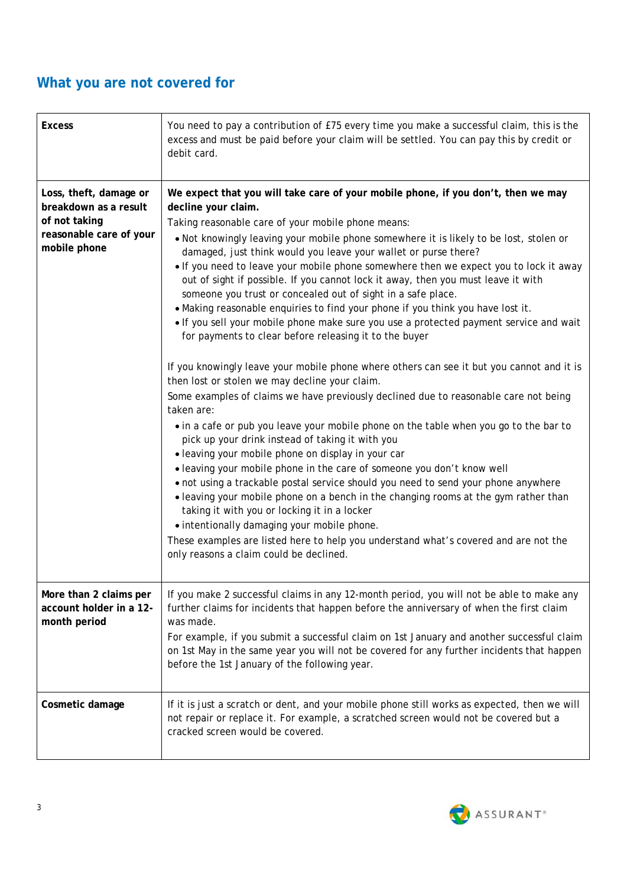## What you are not covered for

| | |
|---|---|
| **Excess** | You need to pay a contribution of £75 every time you make a successful claim, this is the excess and must be paid before your claim will be settled. You can pay this by credit or debit card. |
| **Loss, theft, damage or breakdown as a result of not taking reasonable care of your mobile phone** | **We expect that you will take care of your mobile phone, if you don't, then we may decline your claim.**<br>Taking reasonable care of your mobile phone means:<br>• Not knowingly leaving your mobile phone somewhere it is likely to be lost, stolen or damaged, just think would you leave your wallet or purse there?<br>• If you need to leave your mobile phone somewhere then we expect you to lock it away out of sight if possible. If you cannot lock it away, then you must leave it with someone you trust or concealed out of sight in a safe place.<br>• Making reasonable enquiries to find your phone if you think you have lost it.<br>• If you sell your mobile phone make sure you use a protected payment service and wait for payments to clear before releasing it to the buyer<br><br>If you knowingly leave your mobile phone where others can see it but you cannot and it is then lost or stolen we may decline your claim.<br>Some examples of claims we have previously declined due to reasonable care not being taken are:<br>• in a cafe or pub you leave your mobile phone on the table when you go to the bar to pick up your drink instead of taking it with you<br>• leaving your mobile phone on display in your car<br>• leaving your mobile phone in the care of someone you don't know well<br>• not using a trackable postal service should you need to send your phone anywhere<br>• leaving your mobile phone on a bench in the changing rooms at the gym rather than taking it with you or locking it in a locker<br>• intentionally damaging your mobile phone.<br>These examples are listed here to help you understand what's covered and are not the only reasons a claim could be declined. |
| **More than 2 claims per account holder in a 12-month period** | If you make 2 successful claims in any 12-month period, you will not be able to make any further claims for incidents that happen before the anniversary of when the first claim was made.<br>For example, if you submit a successful claim on 1st January and another successful claim on 1st May in the same year you will not be covered for any further incidents that happen before the 1st January of the following year. |
| **Cosmetic damage** | If it is just a scratch or dent, and your mobile phone still works as expected, then we will not repair or replace it. For example, a scratched screen would not be covered but a cracked screen would be covered. |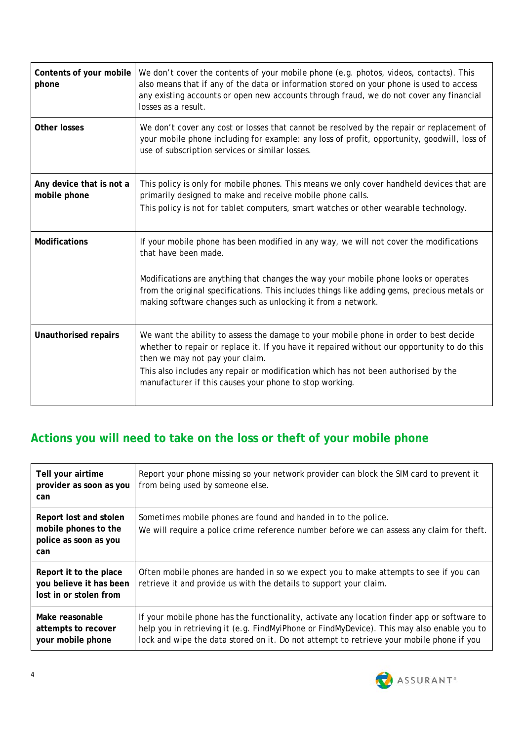| | |
|---|---|
| **Contents of your mobile phone** | We don't cover the contents of your mobile phone (e.g. photos, videos, contacts). This also means that if any of the data or information stored on your phone is used to access any existing accounts or open new accounts through fraud, we do not cover any financial losses as a result. |
| **Other losses** | We don't cover any cost or losses that cannot be resolved by the repair or replacement of your mobile phone including for example: any loss of profit, opportunity, goodwill, loss of use of subscription services or similar losses. |
| **Any device that is not a mobile phone** | This policy is only for mobile phones. This means we only cover handheld devices that are primarily designed to make and receive mobile phone calls.<br>This policy is not for tablet computers, smart watches or other wearable technology. |
| **Modifications** | If your mobile phone has been modified in any way, we will not cover the modifications that have been made.<br><br>Modifications are anything that changes the way your mobile phone looks or operates from the original specifications. This includes things like adding gems, precious metals or making software changes such as unlocking it from a network. |
| **Unauthorised repairs** | We want the ability to assess the damage to your mobile phone in order to best decide whether to repair or replace it. If you have it repaired without our opportunity to do this then we may not pay your claim.<br>This also includes any repair or modification which has not been authorised by the manufacturer if this causes your phone to stop working. |

## Actions you will need to take on the loss or theft of your mobile phone

| | |
|---|---|
| **Tell your airtime provider as soon as you can** | Report your phone missing so your network provider can block the SIM card to prevent it from being used by someone else. |
| **Report lost and stolen mobile phones to the police as soon as you can** | Sometimes mobile phones are found and handed in to the police.<br>We will require a police crime reference number before we can assess any claim for theft. |
| **Report it to the place you believe it has been lost in or stolen from** | Often mobile phones are handed in so we expect you to make attempts to see if you can retrieve it and provide us with the details to support your claim. |
| **Make reasonable attempts to recover your mobile phone** | If your mobile phone has the functionality, activate any location finder app or software to help you in retrieving it (e.g. FindMyiPhone or FindMyDevice). This may also enable you to lock and wipe the data stored on it. Do not attempt to retrieve your mobile phone if you |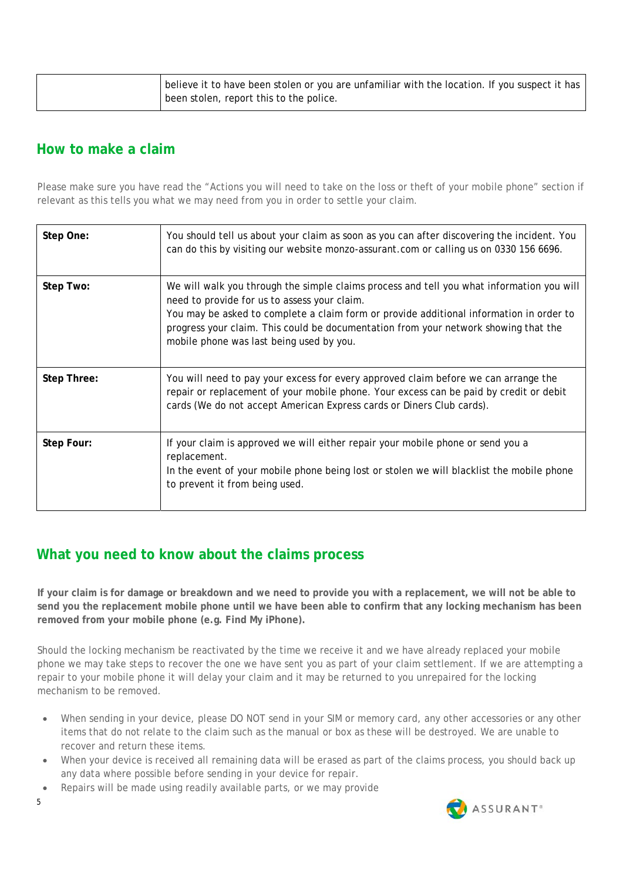| | believe it to have been stolen or you are unfamiliar with the location. If you suspect it has been stolen, report this to the police. |
|---|---|

## How to make a claim

Please make sure you have read the "Actions you will need to take on the loss or theft of your mobile phone" section if relevant as this tells you what we may need from you in order to settle your claim.

| | |
|---|---|
| **Step One:** | You should tell us about your claim as soon as you can after discovering the incident. You can do this by visiting our website monzo-assurant.com or calling us on 0330 156 6696. |
| **Step Two:** | We will walk you through the simple claims process and tell you what information you will need to provide for us to assess your claim.<br>You may be asked to complete a claim form or provide additional information in order to progress your claim. This could be documentation from your network showing that the mobile phone was last being used by you. |
| **Step Three:** | You will need to pay your excess for every approved claim before we can arrange the repair or replacement of your mobile phone. Your excess can be paid by credit or debit cards (We do not accept American Express cards or Diners Club cards). |
| **Step Four:** | If your claim is approved we will either repair your mobile phone or send you a replacement.<br>In the event of your mobile phone being lost or stolen we will blacklist the mobile phone to prevent it from being used. |

## What you need to know about the claims process

**If your claim is for damage or breakdown and we need to provide you with a replacement, we will not be able to send you the replacement mobile phone until we have been able to confirm that any locking mechanism has been removed from your mobile phone (e.g. Find My iPhone).**

Should the locking mechanism be reactivated by the time we receive it and we have already replaced your mobile phone we may take steps to recover the one we have sent you as part of your claim settlement. If we are attempting a repair to your mobile phone it will delay your claim and it may be returned to you unrepaired for the locking mechanism to be removed.

- When sending in your device, please DO NOT send in your SIM or memory card, any other accessories or any other items that do not relate to the claim such as the manual or box as these will be destroyed. We are unable to recover and return these items.
- When your device is received all remaining data will be erased as part of the claims process, you should back up any data where possible before sending in your device for repair.
- Repairs will be made using readily available parts, or we may provide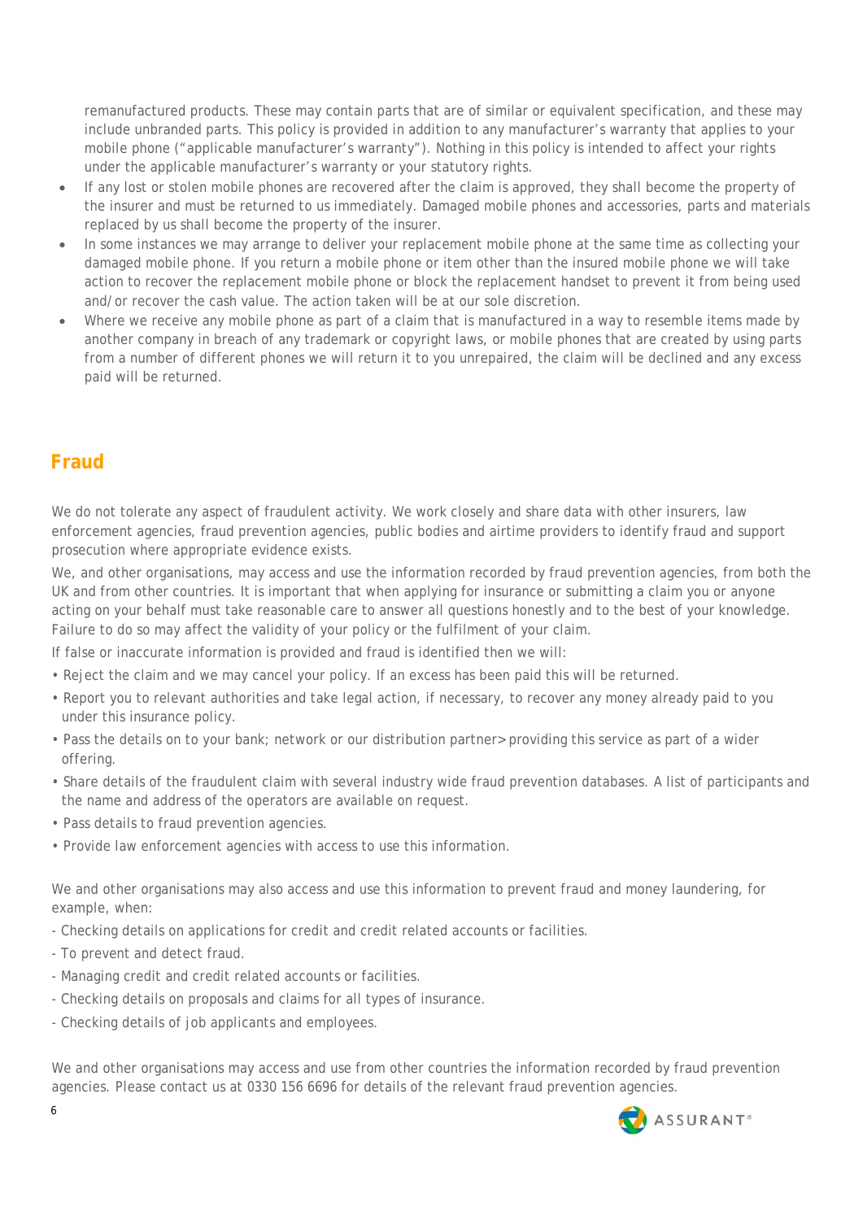remanufactured products. These may contain parts that are of similar or equivalent specification, and these may include unbranded parts. This policy is provided in addition to any manufacturer's warranty that applies to your mobile phone ("applicable manufacturer's warranty"). Nothing in this policy is intended to affect your rights under the applicable manufacturer's warranty or your statutory rights.

- If any lost or stolen mobile phones are recovered after the claim is approved, they shall become the property of the insurer and must be returned to us immediately. Damaged mobile phones and accessories, parts and materials replaced by us shall become the property of the insurer.
- In some instances we may arrange to deliver your replacement mobile phone at the same time as collecting your damaged mobile phone. If you return a mobile phone or item other than the insured mobile phone we will take action to recover the replacement mobile phone or block the replacement handset to prevent it from being used and/or recover the cash value. The action taken will be at our sole discretion.
- Where we receive any mobile phone as part of a claim that is manufactured in a way to resemble items made by another company in breach of any trademark or copyright laws, or mobile phones that are created by using parts from a number of different phones we will return it to you unrepaired, the claim will be declined and any excess paid will be returned.

## Fraud

We do not tolerate any aspect of fraudulent activity. We work closely and share data with other insurers, law enforcement agencies, fraud prevention agencies, public bodies and airtime providers to identify fraud and support prosecution where appropriate evidence exists.

We, and other organisations, may access and use the information recorded by fraud prevention agencies, from both the UK and from other countries. It is important that when applying for insurance or submitting a claim you or anyone acting on your behalf must take reasonable care to answer all questions honestly and to the best of your knowledge. Failure to do so may affect the validity of your policy or the fulfilment of your claim.

If false or inaccurate information is provided and fraud is identified then we will:

- Reject the claim and we may cancel your policy. If an excess has been paid this will be returned.
- Report you to relevant authorities and take legal action, if necessary, to recover any money already paid to you under this insurance policy.
- Pass the details on to your bank; network or our distribution partner> providing this service as part of a wider offering.
- Share details of the fraudulent claim with several industry wide fraud prevention databases. A list of participants and the name and address of the operators are available on request.
- Pass details to fraud prevention agencies.
- Provide law enforcement agencies with access to use this information.

We and other organisations may also access and use this information to prevent fraud and money laundering, for example, when:

- Checking details on applications for credit and credit related accounts or facilities.
- To prevent and detect fraud.
- Managing credit and credit related accounts or facilities.
- Checking details on proposals and claims for all types of insurance.
- Checking details of job applicants and employees.

We and other organisations may access and use from other countries the information recorded by fraud prevention agencies. Please contact us at 0330 156 6696 for details of the relevant fraud prevention agencies.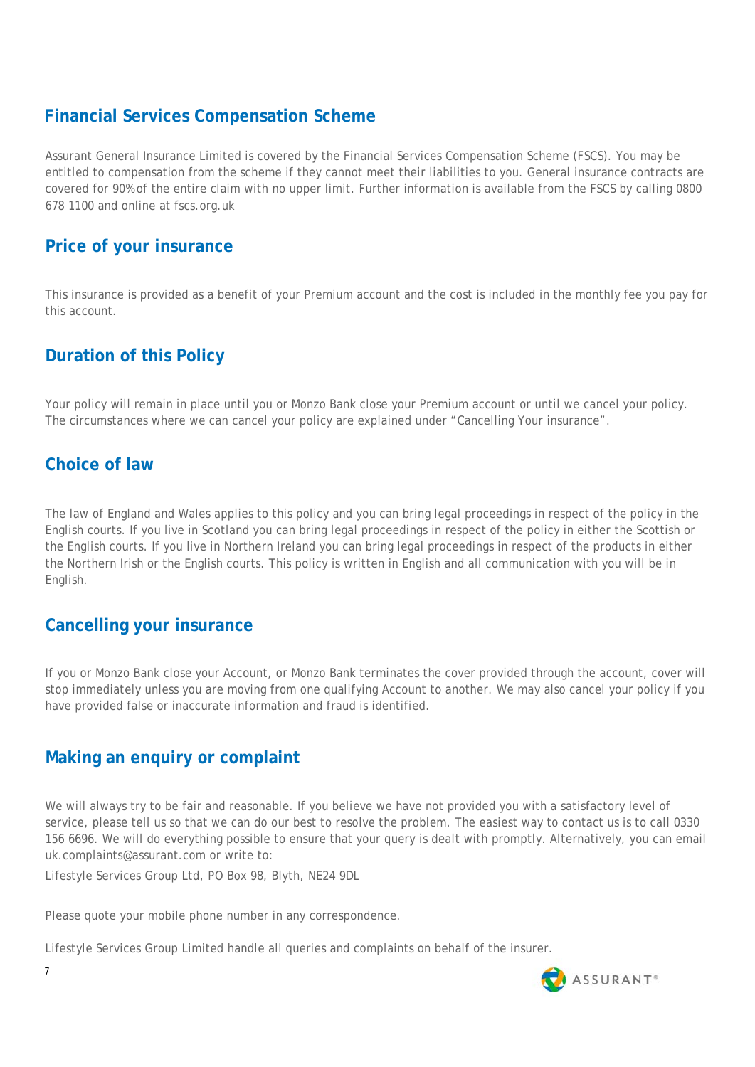## Financial Services Compensation Scheme

Assurant General Insurance Limited is covered by the Financial Services Compensation Scheme (FSCS). You may be entitled to compensation from the scheme if they cannot meet their liabilities to you. General insurance contracts are covered for 90% of the entire claim with no upper limit. Further information is available from the FSCS by calling 0800 678 1100 and online at fscs.org.uk

## Price of your insurance

This insurance is provided as a benefit of your Premium account and the cost is included in the monthly fee you pay for this account.

## Duration of this Policy

Your policy will remain in place until you or Monzo Bank close your Premium account or until we cancel your policy. The circumstances where we can cancel your policy are explained under "Cancelling Your insurance".

## Choice of law

The law of England and Wales applies to this policy and you can bring legal proceedings in respect of the policy in the English courts. If you live in Scotland you can bring legal proceedings in respect of the policy in either the Scottish or the English courts. If you live in Northern Ireland you can bring legal proceedings in respect of the products in either the Northern Irish or the English courts. This policy is written in English and all communication with you will be in English.

## Cancelling your insurance

If you or Monzo Bank close your Account, or Monzo Bank terminates the cover provided through the account, cover will stop immediately unless you are moving from one qualifying Account to another. We may also cancel your policy if you have provided false or inaccurate information and fraud is identified.

## Making an enquiry or complaint

We will always try to be fair and reasonable. If you believe we have not provided you with a satisfactory level of service, please tell us so that we can do our best to resolve the problem. The easiest way to contact us is to call 0330 156 6696. We will do everything possible to ensure that your query is dealt with promptly. Alternatively, you can email uk.complaints@assurant.com or write to:

Lifestyle Services Group Ltd, PO Box 98, Blyth, NE24 9DL

Please quote your mobile phone number in any correspondence.

Lifestyle Services Group Limited handle all queries and complaints on behalf of the insurer.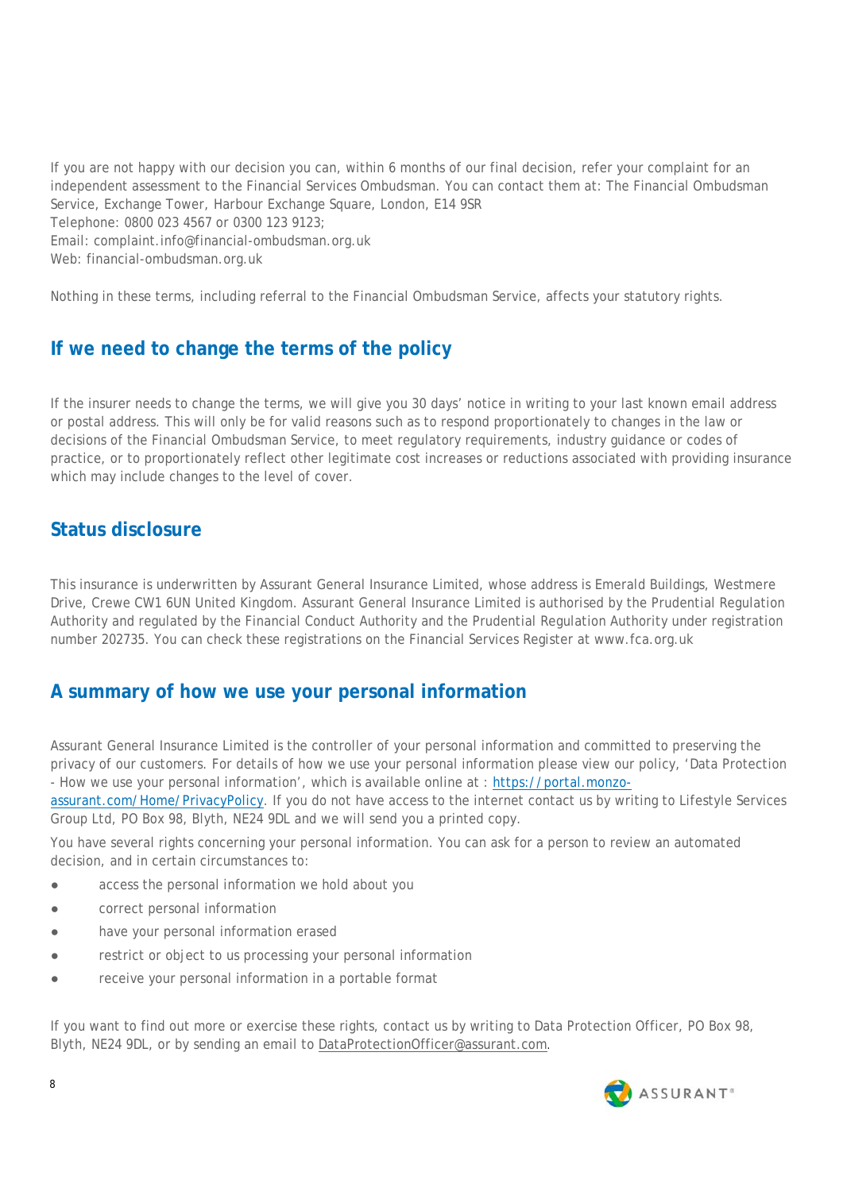If you are not happy with our decision you can, within 6 months of our final decision, refer your complaint for an independent assessment to the Financial Services Ombudsman. You can contact them at: The Financial Ombudsman Service, Exchange Tower, Harbour Exchange Square, London, E14 9SR
Telephone: 0800 023 4567 or 0300 123 9123;
Email: complaint.info@financial-ombudsman.org.uk
Web: financial-ombudsman.org.uk

Nothing in these terms, including referral to the Financial Ombudsman Service, affects your statutory rights.

## If we need to change the terms of the policy

If the insurer needs to change the terms, we will give you 30 days' notice in writing to your last known email address or postal address. This will only be for valid reasons such as to respond proportionately to changes in the law or decisions of the Financial Ombudsman Service, to meet regulatory requirements, industry guidance or codes of practice, or to proportionately reflect other legitimate cost increases or reductions associated with providing insurance which may include changes to the level of cover.

## Status disclosure

This insurance is underwritten by Assurant General Insurance Limited, whose address is Emerald Buildings, Westmere Drive, Crewe CW1 6UN United Kingdom. Assurant General Insurance Limited is authorised by the Prudential Regulation Authority and regulated by the Financial Conduct Authority and the Prudential Regulation Authority under registration number 202735. You can check these registrations on the Financial Services Register at www.fca.org.uk

## A summary of how we use your personal information

Assurant General Insurance Limited is the controller of your personal information and committed to preserving the privacy of our customers. For details of how we use your personal information please view our policy, 'Data Protection - How we use your personal information', which is available online at : https://portal.monzo-assurant.com/Home/PrivacyPolicy. If you do not have access to the internet contact us by writing to Lifestyle Services Group Ltd, PO Box 98, Blyth, NE24 9DL and we will send you a printed copy.

You have several rights concerning your personal information. You can ask for a person to review an automated decision, and in certain circumstances to:

- access the personal information we hold about you
- correct personal information
- have your personal information erased
- restrict or object to us processing your personal information
- receive your personal information in a portable format

If you want to find out more or exercise these rights, contact us by writing to Data Protection Officer, PO Box 98, Blyth, NE24 9DL, or by sending an email to DataProtectionOfficer@assurant.com.